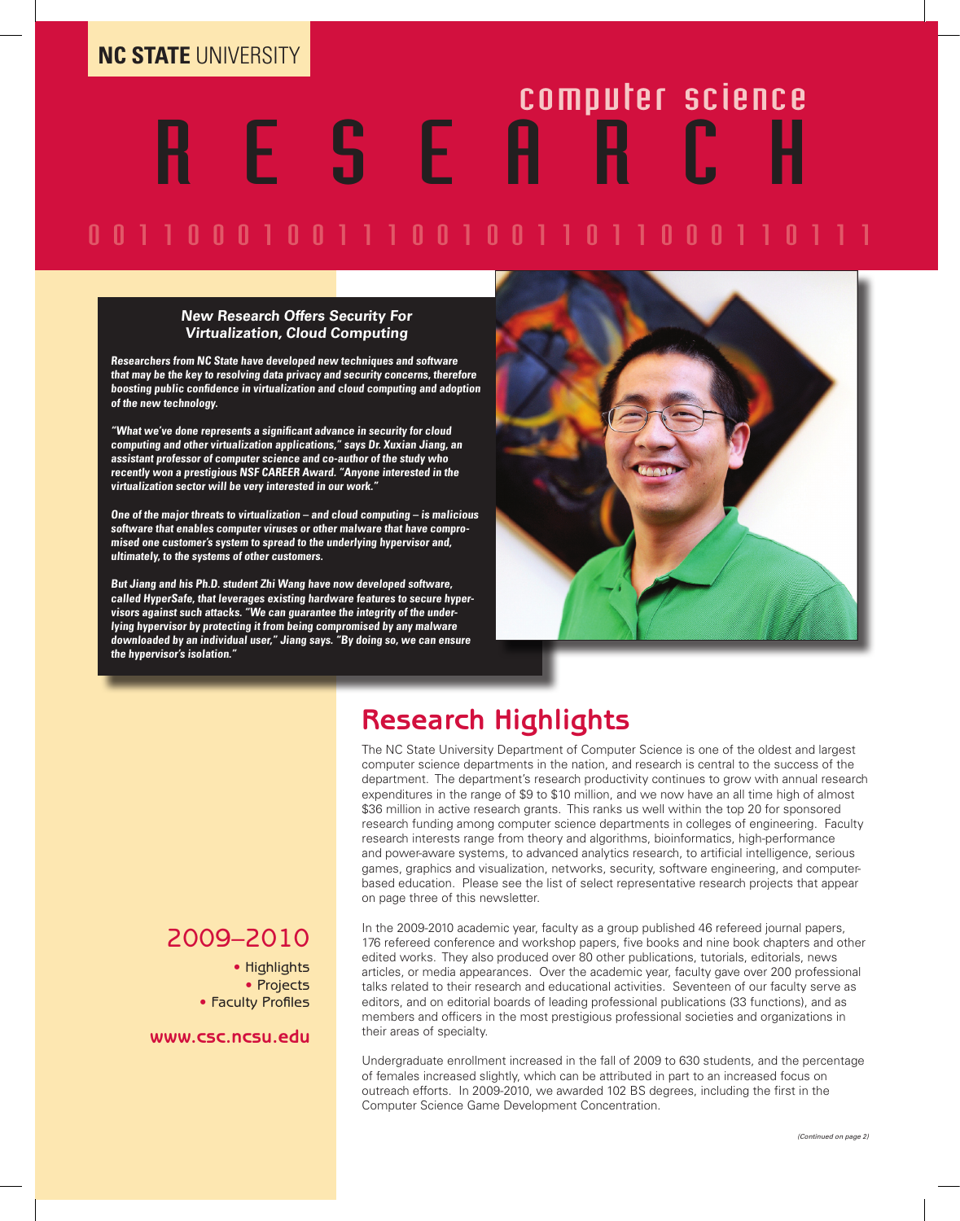**NC STATE** UNIVERSITY

# computer science RESEARCH

0 0 1 1 0 0 0 1 0 0 1 1 1 0 0 1 0 0 1 1 0 1 1 0 0 0 1 1 0 1 1 1

### *New Research Offers Security For Virtualization, Cloud Computing*

***Researchers from NC State have developed new techniques and software that may be the key to resolving data privacy and security concerns, therefore boosting public confidence in virtualization and cloud computing and adoption of the new technology.***

***"What we've done represents a significant advance in security for cloud computing and other virtualization applications," says Dr. Xuxian Jiang, an assistant professor of computer science and co-author of the study who recently won a prestigious NSF CAREER Award. "Anyone interested in the virtualization sector will be very interested in our work."***

***One of the major threats to virtualization – and cloud computing – is malicious software that enables computer viruses or other malware that have compromised one customer's system to spread to the underlying hypervisor and, ultimately, to the systems of other customers.***

***But Jiang and his Ph.D. student Zhi Wang have now developed software, called HyperSafe, that leverages existing hardware features to secure hypervisors against such attacks. "We can guarantee the integrity of the underlying hypervisor by protecting it from being compromised by any malware downloaded by an individual user," Jiang says. "By doing so, we can ensure the hypervisor's isolation."***

## Research Highlights

The NC State University Department of Computer Science is one of the oldest and largest computer science departments in the nation, and research is central to the success of the department. The department's research productivity continues to grow with annual research expenditures in the range of $9 to $10 million, and we now have an all time high of almost $36 million in active research grants. This ranks us well within the top 20 for sponsored research funding among computer science departments in colleges of engineering. Faculty research interests range from theory and algorithms, bioinformatics, high-performance and power-aware systems, to advanced analytics research, to artificial intelligence, serious games, graphics and visualization, networks, security, software engineering, and computer-based education. Please see the list of select representative research projects that appear on page three of this newsletter.

In the 2009-2010 academic year, faculty as a group published 46 refereed journal papers, 176 refereed conference and workshop papers, five books and nine book chapters and other edited works. They also produced over 80 other publications, tutorials, editorials, news articles, or media appearances. Over the academic year, faculty gave over 200 professional talks related to their research and educational activities. Seventeen of our faculty serve as editors, and on editorial boards of leading professional publications (33 functions), and as members and officers in the most prestigious professional societies and organizations in their areas of specialty.

Undergraduate enrollment increased in the fall of 2009 to 630 students, and the percentage of females increased slightly, which can be attributed in part to an increased focus on outreach efforts. In 2009-2010, we awarded 102 BS degrees, including the first in the Computer Science Game Development Concentration.

*(Continued on page 2)*

## 2009–2010

- Highlights
- Projects
- Faculty Profiles

**www.csc.ncsu.edu**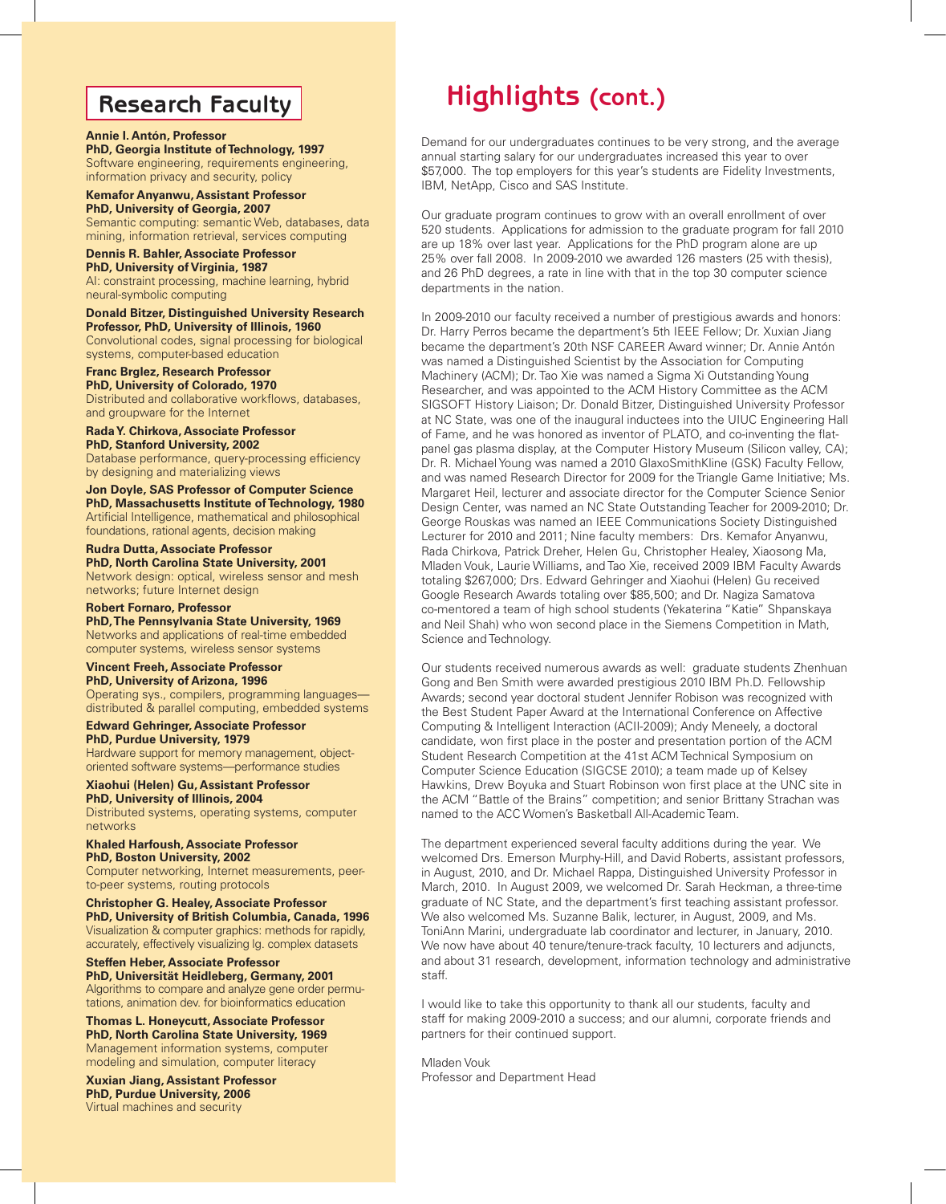## Research Faculty

**Annie I. Antón, Professor**
**PhD, Georgia Institute of Technology, 1997**
Software engineering, requirements engineering, information privacy and security, policy

**Kemafor Anyanwu, Assistant Professor**
**PhD, University of Georgia, 2007**
Semantic computing: semantic Web, databases, data mining, information retrieval, services computing

**Dennis R. Bahler, Associate Professor**
**PhD, University of Virginia, 1987**
AI: constraint processing, machine learning, hybrid neural-symbolic computing

**Donald Bitzer, Distinguished University Research Professor, PhD, University of Illinois, 1960**
Convolutional codes, signal processing for biological systems, computer-based education

**Franc Brglez, Research Professor**
**PhD, University of Colorado, 1970**
Distributed and collaborative workflows, databases, and groupware for the Internet

**Rada Y. Chirkova, Associate Professor**
**PhD, Stanford University, 2002**
Database performance, query-processing efficiency by designing and materializing views

**Jon Doyle, SAS Professor of Computer Science**
**PhD, Massachusetts Institute of Technology, 1980**
Artificial Intelligence, mathematical and philosophical foundations, rational agents, decision making

**Rudra Dutta, Associate Professor**
**PhD, North Carolina State University, 2001**
Network design: optical, wireless sensor and mesh networks; future Internet design

**Robert Fornaro, Professor**
**PhD, The Pennsylvania State University, 1969**
Networks and applications of real-time embedded computer systems, wireless sensor systems

**Vincent Freeh, Associate Professor**
**PhD, University of Arizona, 1996**
Operating sys., compilers, programming languages—distributed & parallel computing, embedded systems

**Edward Gehringer, Associate Professor**
**PhD, Purdue University, 1979**
Hardware support for memory management, object-oriented software systems—performance studies

**Xiaohui (Helen) Gu, Assistant Professor**
**PhD, University of Illinois, 2004**
Distributed systems, operating systems, computer networks

**Khaled Harfoush, Associate Professor**
**PhD, Boston University, 2002**
Computer networking, Internet measurements, peer-to-peer systems, routing protocols

**Christopher G. Healey, Associate Professor**
**PhD, University of British Columbia, Canada, 1996**
Visualization & computer graphics: methods for rapidly, accurately, effectively visualizing lg. complex datasets

**Steffen Heber, Associate Professor**
**PhD, Universität Heidleberg, Germany, 2001**
Algorithms to compare and analyze gene order permutations, animation dev. for bioinformatics education

**Thomas L. Honeycutt, Associate Professor**
**PhD, North Carolina State University, 1969**
Management information systems, computer modeling and simulation, computer literacy

**Xuxian Jiang, Assistant Professor**
**PhD, Purdue University, 2006**
Virtual machines and security

## Highlights (cont.)

Demand for our undergraduates continues to be very strong, and the average annual starting salary for our undergraduates increased this year to over $57,000. The top employers for this year's students are Fidelity Investments, IBM, NetApp, Cisco and SAS Institute.

Our graduate program continues to grow with an overall enrollment of over 520 students. Applications for admission to the graduate program for fall 2010 are up 18% over last year. Applications for the PhD program alone are up 25% over fall 2008. In 2009-2010 we awarded 126 masters (25 with thesis), and 26 PhD degrees, a rate in line with that in the top 30 computer science departments in the nation.

In 2009-2010 our faculty received a number of prestigious awards and honors: Dr. Harry Perros became the department's 5th IEEE Fellow; Dr. Xuxian Jiang became the department's 20th NSF CAREER Award winner; Dr. Annie Antón was named a Distinguished Scientist by the Association for Computing Machinery (ACM); Dr. Tao Xie was named a Sigma Xi Outstanding Young Researcher, and was appointed to the ACM History Committee as the ACM SIGSOFT History Liaison; Dr. Donald Bitzer, Distinguished University Professor at NC State, was one of the inaugural inductees into the UIUC Engineering Hall of Fame, and he was honored as inventor of PLATO, and co-inventing the flat-panel gas plasma display, at the Computer History Museum (Silicon valley, CA); Dr. R. Michael Young was named a 2010 GlaxoSmithKline (GSK) Faculty Fellow, and was named Research Director for 2009 for the Triangle Game Initiative; Ms. Margaret Heil, lecturer and associate director for the Computer Science Senior Design Center, was named an NC State Outstanding Teacher for 2009-2010; Dr. George Rouskas was named an IEEE Communications Society Distinguished Lecturer for 2010 and 2011; Nine faculty members: Drs. Kemafor Anyanwu, Rada Chirkova, Patrick Dreher, Helen Gu, Christopher Healey, Xiaosong Ma, Mladen Vouk, Laurie Williams, and Tao Xie, received 2009 IBM Faculty Awards totaling $267,000; Drs. Edward Gehringer and Xiaohui (Helen) Gu received Google Research Awards totaling over $85,500; and Dr. Nagiza Samatova co-mentored a team of high school students (Yekaterina "Katie" Shpanskaya and Neil Shah) who won second place in the Siemens Competition in Math, Science and Technology.

Our students received numerous awards as well: graduate students Zhenhuan Gong and Ben Smith were awarded prestigious 2010 IBM Ph.D. Fellowship Awards; second year doctoral student Jennifer Robison was recognized with the Best Student Paper Award at the International Conference on Affective Computing & Intelligent Interaction (ACII-2009); Andy Meneely, a doctoral candidate, won first place in the poster and presentation portion of the ACM Student Research Competition at the 41st ACM Technical Symposium on Computer Science Education (SIGCSE 2010); a team made up of Kelsey Hawkins, Drew Boyuka and Stuart Robinson won first place at the UNC site in the ACM "Battle of the Brains" competition; and senior Brittany Strachan was named to the ACC Women's Basketball All-Academic Team.

The department experienced several faculty additions during the year. We welcomed Drs. Emerson Murphy-Hill, and David Roberts, assistant professors, in August, 2010, and Dr. Michael Rappa, Distinguished University Professor in March, 2010. In August 2009, we welcomed Dr. Sarah Heckman, a three-time graduate of NC State, and the department's first teaching assistant professor. We also welcomed Ms. Suzanne Balik, lecturer, in August, 2009, and Ms. ToniAnn Marini, undergraduate lab coordinator and lecturer, in January, 2010. We now have about 40 tenure/tenure-track faculty, 10 lecturers and adjuncts, and about 31 research, development, information technology and administrative staff.

I would like to take this opportunity to thank all our students, faculty and staff for making 2009-2010 a success; and our alumni, corporate friends and partners for their continued support.

Mladen Vouk
Professor and Department Head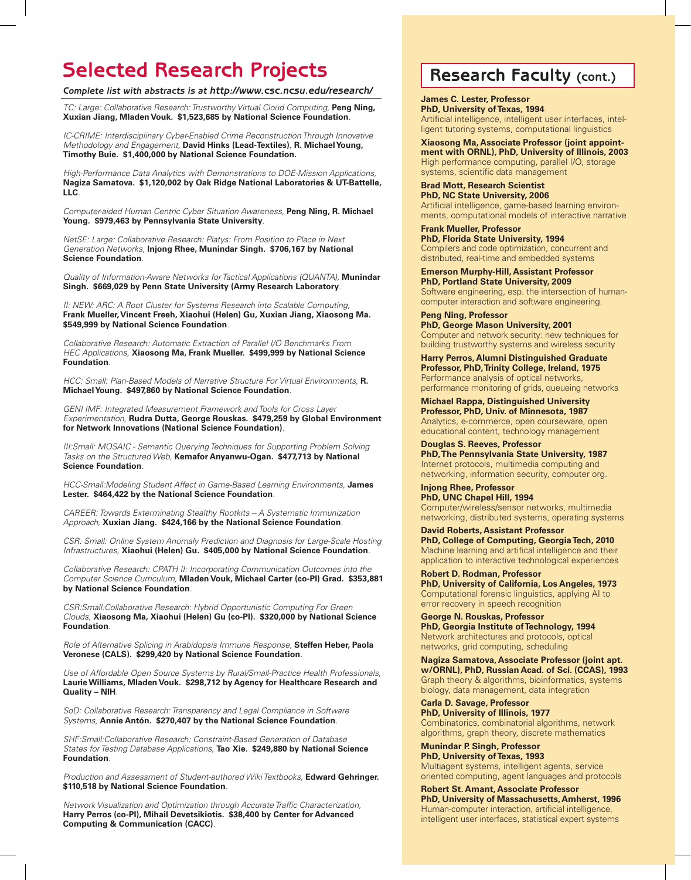# Selected Research Projects

***Complete list with abstracts is at http://www.csc.ncsu.edu/research/***

*TC: Large: Collaborative Research: Trustworthy Virtual Cloud Computing,* **Peng Ning, Xuxian Jiang, Mladen Vouk. $1,523,685 by National Science Foundation**.

*IC-CRIME: Interdisciplinary Cyber-Enabled Crime Reconstruction Through Innovative Methodology and Engagement,* **David Hinks (Lead-Textiles)**, **R. Michael Young, Timothy Buie. $1,400,000 by National Science Foundation.**

*High-Performance Data Analytics with Demonstrations to DOE-Mission Applications,* **Nagiza Samatova. $1,120,002 by Oak Ridge National Laboratories & UT-Battelle, LLC**.

*Computer-aided Human Centric Cyber Situation Awareness,* **Peng Ning, R. Michael Young. $979,463 by Pennsylvania State University**.

*NetSE: Large: Collaborative Research: Platys: From Position to Place in Next Generation Networks,* **Injong Rhee, Munindar Singh. $706,167 by National Science Foundation**.

*Quality of Information-Aware Networks for Tactical Applications (QUANTA),* **Munindar Singh. $669,029 by Penn State University (Army Research Laboratory**.

*II: NEW: ARC: A Root Cluster for Systems Research into Scalable Computing,* **Frank Mueller, Vincent Freeh, Xiaohui (Helen) Gu, Xuxian Jiang, Xiaosong Ma. $549,999 by National Science Foundation**.

*Collaborative Research: Automatic Extraction of Parallel I/O Benchmarks From HEC Applications,* **Xiaosong Ma, Frank Mueller. $499,999 by National Science Foundation**.

*HCC: Small: Plan-Based Models of Narrative Structure For Virtual Environments,* **R. Michael Young. $497,860 by National Science Foundation**.

*GENI IMF: Integrated Measurement Framework and Tools for Cross Layer Experimentation,* **Rudra Dutta, George Rouskas. $479,259 by Global Environment for Network Innovations (National Science Foundation)**.

*III:Small: MOSAIC - Semantic Querying Techniques for Supporting Problem Solving Tasks on the Structured Web,* **Kemafor Anyanwu-Ogan. $477,713 by National Science Foundation**.

*HCC-Small:Modeling Student Affect in Game-Based Learning Environments,* **James Lester. $464,422 by the National Science Foundation**.

*CAREER: Towards Exterminating Stealthy Rootkits – A Systematic Immunization Approach,* **Xuxian Jiang. $424,166 by the National Science Foundation**.

*CSR: Small: Online System Anomaly Prediction and Diagnosis for Large-Scale Hosting Infrastructures,* **Xiaohui (Helen) Gu. $405,000 by National Science Foundation**.

*Collaborative Research: CPATH II: Incorporating Communication Outcomes into the Computer Science Curriculum,* **Mladen Vouk, Michael Carter (co-PI) Grad. $353,881 by National Science Foundation**.

*CSR:Small:Collaborative Research: Hybrid Opportunistic Computing For Green Clouds,* **Xiaosong Ma, Xiaohui (Helen) Gu (co-PI). $320,000 by National Science Foundation**.

*Role of Alternative Splicing in Arabidopsis Immune Response,* **Steffen Heber, Paola Veronese (CALS). $299,420 by National Science Foundation**.

*Use of Affordable Open Source Systems by Rural/Small-Practice Health Professionals,* **Laurie Williams, Mladen Vouk. $298,712 by Agency for Healthcare Research and Quality – NIH**.

*SoD: Collaborative Research: Transparency and Legal Compliance in Software Systems,* **Annie Antón. $270,407 by the National Science Foundation**.

*SHF:Small:Collaborative Research: Constraint-Based Generation of Database States for Testing Database Applications,* **Tao Xie. $249,880 by National Science Foundation**.

*Production and Assessment of Student-authored Wiki Textbooks,* **Edward Gehringer. $110,518 by National Science Foundation**.

*Network Visualization and Optimization through Accurate Traffic Characterization,* **Harry Perros (co-PI), Mihail Devetsikiotis. $38,400 by Center for Advanced Computing & Communication (CACC)**.

# Research Faculty (cont.)

**James C. Lester, Professor**
**PhD, University of Texas, 1994**
Artificial intelligence, intelligent user interfaces, intelligent tutoring systems, computational linguistics

**Xiaosong Ma, Associate Professor (joint appointment with ORNL), PhD, University of Illinois, 2003**
High performance computing, parallel I/O, storage systems, scientific data management

**Brad Mott, Research Scientist**
**PhD, NC State University, 2006**
Artificial intelligence, game-based learning environments, computational models of interactive narrative

**Frank Mueller, Professor**
**PhD, Florida State University, 1994**
Compilers and code optimization, concurrent and distributed, real-time and embedded systems

**Emerson Murphy-Hill, Assistant Professor**
**PhD, Portland State University, 2009**
Software engineering, esp. the intersection of human-computer interaction and software engineering.

**Peng Ning, Professor**
**PhD, George Mason University, 2001**
Computer and network security: new techniques for building trustworthy systems and wireless security

**Harry Perros, Alumni Distinguished Graduate Professor, PhD, Trinity College, Ireland, 1975**
Performance analysis of optical networks, performance monitoring of grids, queueing networks

**Michael Rappa, Distinguished University Professor, PhD, Univ. of Minnesota, 1987**
Analytics, e-commerce, open courseware, open educational content, technology management

**Douglas S. Reeves, Professor**
**PhD, The Pennsylvania State University, 1987**
Internet protocols, multimedia computing and networking, information security, computer org.

**Injong Rhee, Professor**
**PhD, UNC Chapel Hill, 1994**
Computer/wireless/sensor networks, multimedia networking, distributed systems, operating systems

**David Roberts, Assistant Professor**
**PhD, College of Computing, Georgia Tech, 2010**
Machine learning and artifical intelligence and their application to interactive technological experiences

**Robert D. Rodman, Professor**
**PhD, University of California, Los Angeles, 1973**
Computational forensic linguistics, applying AI to error recovery in speech recognition

**George N. Rouskas, Professor**
**PhD, Georgia Institute of Technology, 1994**
Network architectures and protocols, optical networks, grid computing, scheduling

**Nagiza Samatova, Associate Professor (joint apt. w/ORNL), PhD, Russian Acad. of Sci. (CCAS), 1993**
Graph theory & algorithms, bioinformatics, systems biology, data management, data integration

**Carla D. Savage, Professor**
**PhD, University of Illinois, 1977**
Combinatorics, combinatorial algorithms, network algorithms, graph theory, discrete mathematics

**Munindar P. Singh, Professor**
**PhD, University of Texas, 1993**
Multiagent systems, intelligent agents, service oriented computing, agent languages and protocols

**Robert St. Amant, Associate Professor**
**PhD, University of Massachusetts, Amherst, 1996**
Human-computer interaction, artificial intelligence, intelligent user interfaces, statistical expert systems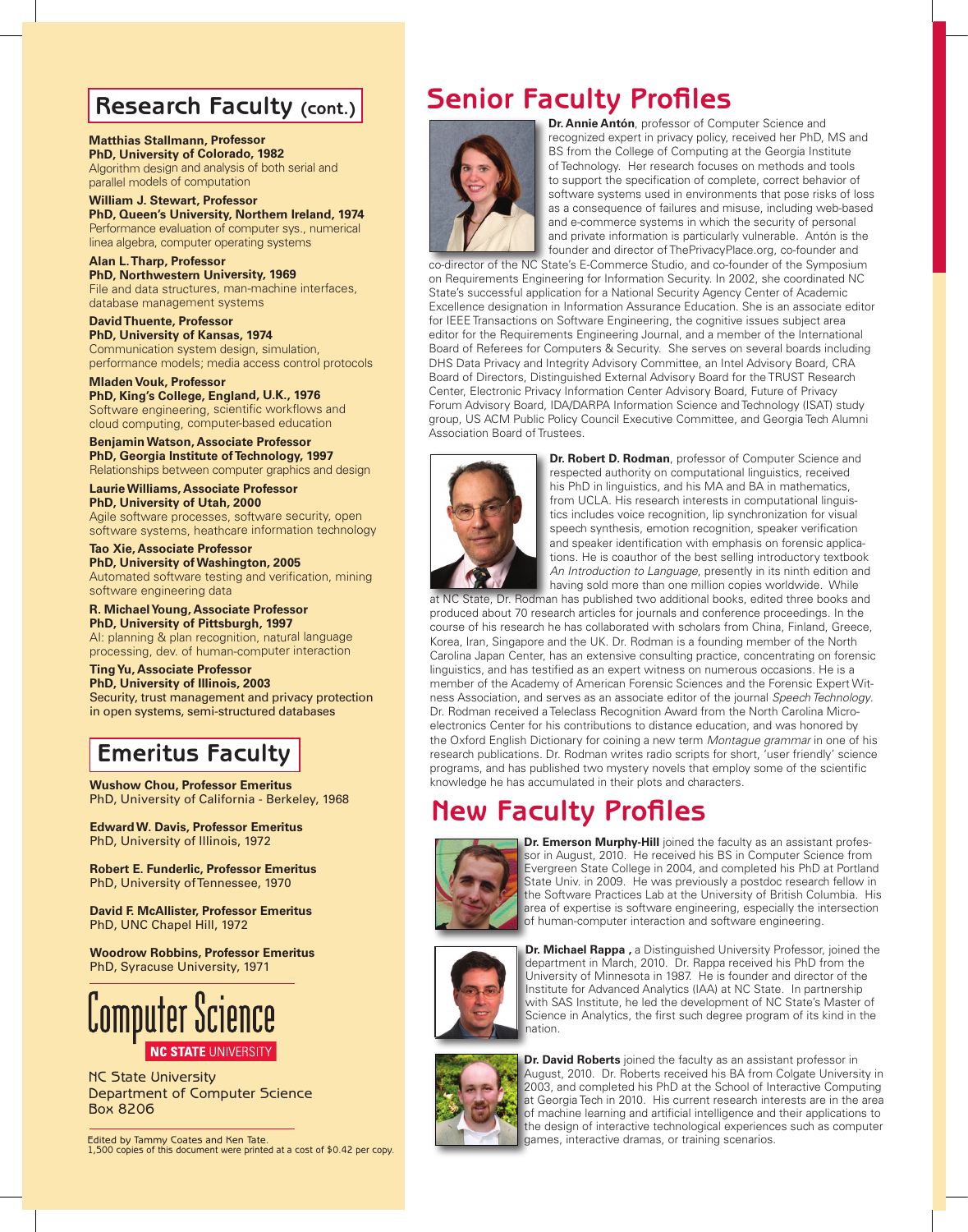## Research Faculty (cont.)

**Matthias Stallmann, Professor**
**PhD, University of Colorado, 1982**
Algorithm design and analysis of both serial and parallel models of computation

**William J. Stewart, Professor**
**PhD, Queen's University, Northern Ireland, 1974**
Performance evaluation of computer sys., numerical linea algebra, computer operating systems

**Alan L. Tharp, Professor**
**PhD, Northwestern University, 1969**
File and data structures, man-machine interfaces, database management systems

**David Thuente, Professor**
**PhD, University of Kansas, 1974**
Communication system design, simulation, performance models; media access control protocols

**Mladen Vouk, Professor**
**PhD, King's College, England, U.K., 1976**
Software engineering, scientific workflows and cloud computing, computer-based education

**Benjamin Watson, Associate Professor**
**PhD, Georgia Institute of Technology, 1997**
Relationships between computer graphics and design

**Laurie Williams, Associate Professor**
**PhD, University of Utah, 2000**
Agile software processes, software security, open software systems, heathcare information technology

**Tao Xie, Associate Professor**
**PhD, University of Washington, 2005**
Automated software testing and verification, mining software engineering data

**R. Michael Young, Associate Professor**
**PhD, University of Pittsburgh, 1997**
AI: planning & plan recognition, natural language processing, dev. of human-computer interaction

**Ting Yu, Associate Professor**
**PhD, University of Illinois, 2003**
Security, trust management and privacy protection in open systems, semi-structured databases

## Emeritus Faculty

**Wushow Chou, Professor Emeritus**
PhD, University of California - Berkeley, 1968

**Edward W. Davis, Professor Emeritus**
PhD, University of Illinois, 1972

**Robert E. Funderlic, Professor Emeritus**
PhD, University of Tennessee, 1970

**David F. McAllister, Professor Emeritus**
PhD, UNC Chapel Hill, 1972

**Woodrow Robbins, Professor Emeritus**
PhD, Syracuse University, 1971

Computer Science
NC STATE UNIVERSITY

NC State University
Department of Computer Science
Box 8206

Edited by Tammy Coates and Ken Tate.
1,500 copies of this document were printed at a cost of $0.42 per copy.

## Senior Faculty Profiles

**Dr. Annie Antón**, professor of Computer Science and recognized expert in privacy policy, received her PhD, MS and BS from the College of Computing at the Georgia Institute of Technology. Her research focuses on methods and tools to support the specification of complete, correct behavior of software systems used in environments that pose risks of loss as a consequence of failures and misuse, including web-based and e-commerce systems in which the security of personal and private information is particularly vulnerable. Antón is the founder and director of ThePrivacyPlace.org, co-founder and co-director of the NC State's E-Commerce Studio, and co-founder of the Symposium on Requirements Engineering for Information Security. In 2002, she coordinated NC State's successful application for a National Security Agency Center of Academic Excellence designation in Information Assurance Education. She is an associate editor for IEEE Transactions on Software Engineering, the cognitive issues subject area editor for the Requirements Engineering Journal, and a member of the International Board of Referees for Computers & Security. She serves on several boards including DHS Data Privacy and Integrity Advisory Committee, an Intel Advisory Board, CRA Board of Directors, Distinguished External Advisory Board for the TRUST Research Center, Electronic Privacy Information Center Advisory Board, Future of Privacy Forum Advisory Board, IDA/DARPA Information Science and Technology (ISAT) study group, US ACM Public Policy Council Executive Committee, and Georgia Tech Alumni Association Board of Trustees.

**Dr. Robert D. Rodman**, professor of Computer Science and respected authority on computational linguistics, received his PhD in linguistics, and his MA and BA in mathematics, from UCLA. His research interests in computational linguistics includes voice recognition, lip synchronization for visual speech synthesis, emotion recognition, speaker verification and speaker identification with emphasis on forensic applications. He is coauthor of the best selling introductory textbook *An Introduction to Language*, presently in its ninth edition and having sold more than one million copies worldwide. While at NC State, Dr. Rodman has published two additional books, edited three books and produced about 70 research articles for journals and conference proceedings. In the course of his research he has collaborated with scholars from China, Finland, Greece, Korea, Iran, Singapore and the UK. Dr. Rodman is a founding member of the North Carolina Japan Center, has an extensive consulting practice, concentrating on forensic linguistics, and has testified as an expert witness on numerous occasions. He is a member of the Academy of American Forensic Sciences and the Forensic Expert Witness Association, and serves as an associate editor of the journal *Speech Technology*. Dr. Rodman received a Teleclass Recognition Award from the North Carolina Microelectronics Center for his contributions to distance education, and was honored by the Oxford English Dictionary for coining a new term *Montague grammar* in one of his research publications. Dr. Rodman writes radio scripts for short, 'user friendly' science programs, and has published two mystery novels that employ some of the scientific knowledge he has accumulated in their plots and characters.

## New Faculty Profiles

**Dr. Emerson Murphy-Hill** joined the faculty as an assistant professor in August, 2010. He received his BS in Computer Science from Evergreen State College in 2004, and completed his PhD at Portland State Univ. in 2009. He was previously a postdoc research fellow in the Software Practices Lab at the University of British Columbia. His area of expertise is software engineering, especially the intersection of human-computer interaction and software engineering.

**Dr. Michael Rappa ,** a Distinguished University Professor, joined the department in March, 2010. Dr. Rappa received his PhD from the University of Minnesota in 1987. He is founder and director of the Institute for Advanced Analytics (IAA) at NC State. In partnership with SAS Institute, he led the development of NC State's Master of Science in Analytics, the first such degree program of its kind in the nation.

**Dr. David Roberts** joined the faculty as an assistant professor in August, 2010. Dr. Roberts received his BA from Colgate University in 2003, and completed his PhD at the School of Interactive Computing at Georgia Tech in 2010. His current research interests are in the area of machine learning and artificial intelligence and their applications to the design of interactive technological experiences such as computer games, interactive dramas, or training scenarios.